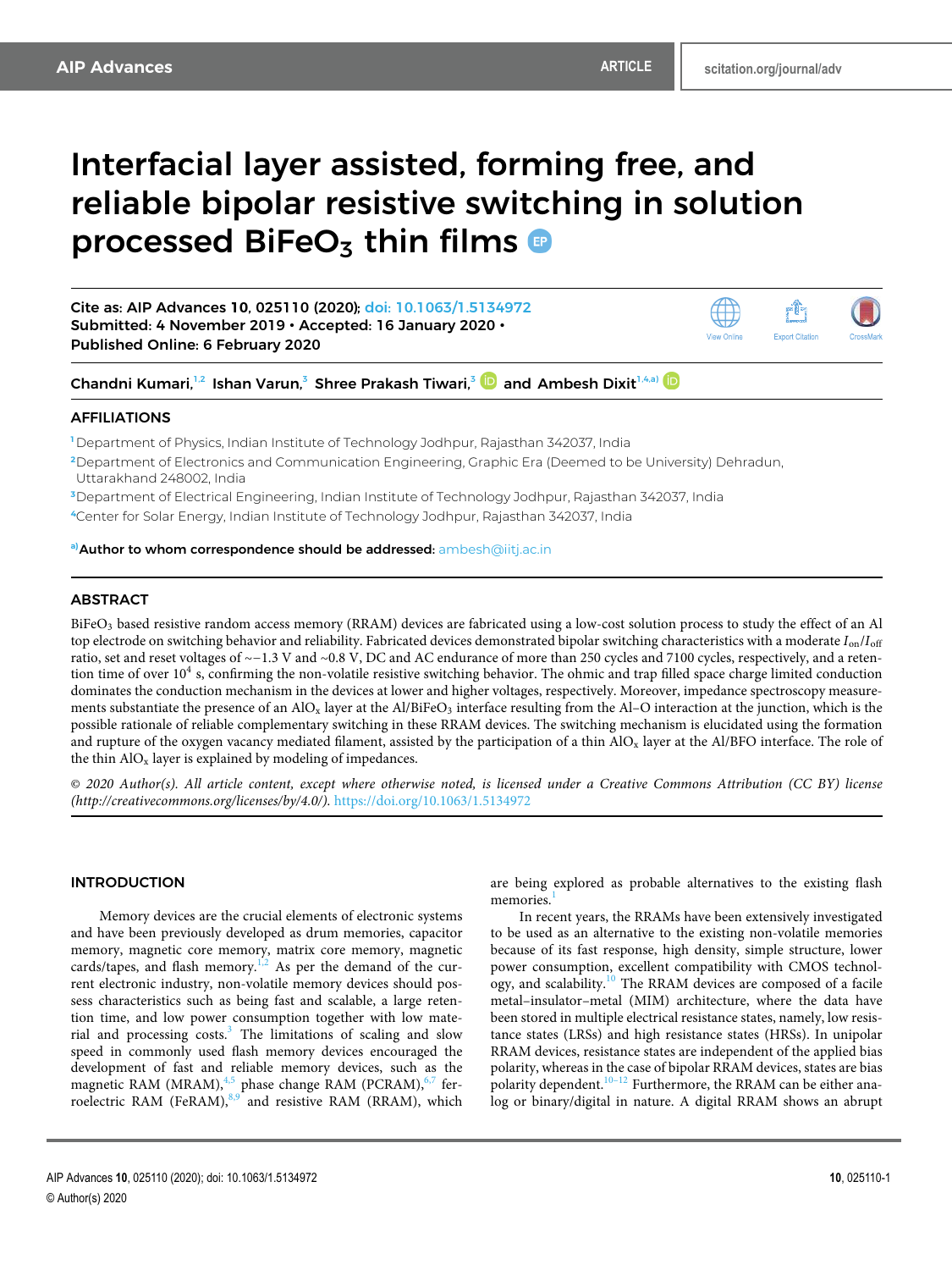# Interfacial layer assisted, forming free, and reliable bipolar resistive switching in solution processed $BiFeO_3$ thin films

Cite as: AIP Advances 10, 025110 (2020); doi: 10.1063/1.5134972
Submitted: 4 November 2019 • Accepted: 16 January 2020 •
Published Online: 6 February 2020

Chandni Kumari,[1,2] Ishan Varun,[3] Shree Prakash Tiwari,[3] and Ambesh Dixit[1,4,a)]

## AFFILIATIONS

[1] Department of Physics, Indian Institute of Technology Jodhpur, Rajasthan 342037, India
[2] Department of Electronics and Communication Engineering, Graphic Era (Deemed to be University) Dehradun, Uttarakhand 248002, India
[3] Department of Electrical Engineering, Indian Institute of Technology Jodhpur, Rajasthan 342037, India
[4] Center for Solar Energy, Indian Institute of Technology Jodhpur, Rajasthan 342037, India

[a)] **Author to whom correspondence should be addressed:** ambesh@iitj.ac.in

## ABSTRACT

$BiFeO_3$ based resistive random access memory (RRAM) devices are fabricated using a low-cost solution process to study the effect of an Al top electrode on switching behavior and reliability. Fabricated devices demonstrated bipolar switching characteristics with a moderate $I_{on}/I_{off}$ ratio, set and reset voltages of ~−1.3 V and ~0.8 V, DC and AC endurance of more than 250 cycles and 7100 cycles, respectively, and a retention time of over $10^4$ s, confirming the non-volatile resistive switching behavior. The ohmic and trap filled space charge limited conduction dominates the conduction mechanism in the devices at lower and higher voltages, respectively. Moreover, impedance spectroscopy measurements substantiate the presence of an $AlO_x$ layer at the $Al/BiFeO_3$ interface resulting from the Al–O interaction at the junction, which is the possible rationale of reliable complementary switching in these RRAM devices. The switching mechanism is elucidated using the formation and rupture of the oxygen vacancy mediated filament, assisted by the participation of a thin $AlO_x$ layer at the Al/BFO interface. The role of the thin $AlO_x$ layer is explained by modeling of impedances.

*© 2020 Author(s). All article content, except where otherwise noted, is licensed under a Creative Commons Attribution (CC BY) license (http://creativecommons.org/licenses/by/4.0/).* https://doi.org/10.1063/1.5134972

## INTRODUCTION

Memory devices are the crucial elements of electronic systems and have been previously developed as drum memories, capacitor memory, magnetic core memory, matrix core memory, magnetic cards/tapes, and flash memory.[1,2] As per the demand of the current electronic industry, non-volatile memory devices should possess characteristics such as being fast and scalable, a large retention time, and low power consumption together with low material and processing costs.[3] The limitations of scaling and slow speed in commonly used flash memory devices encouraged the development of fast and reliable memory devices, such as the magnetic RAM (MRAM),[4,5] phase change RAM (PCRAM),[6,7] ferroelectric RAM (FeRAM),[8,9] and resistive RAM (RRAM), which are being explored as probable alternatives to the existing flash memories.[1]

In recent years, the RRAMs have been extensively investigated to be used as an alternative to the existing non-volatile memories because of its fast response, high density, simple structure, lower power consumption, excellent compatibility with CMOS technology, and scalability.[10] The RRAM devices are composed of a facile metal–insulator–metal (MIM) architecture, where the data have been stored in multiple electrical resistance states, namely, low resistance states (LRSs) and high resistance states (HRSs). In unipolar RRAM devices, resistance states are independent of the applied bias polarity, whereas in the case of bipolar RRAM devices, states are bias polarity dependent.[10–12] Furthermore, the RRAM can be either analog or binary/digital in nature. A digital RRAM shows an abrupt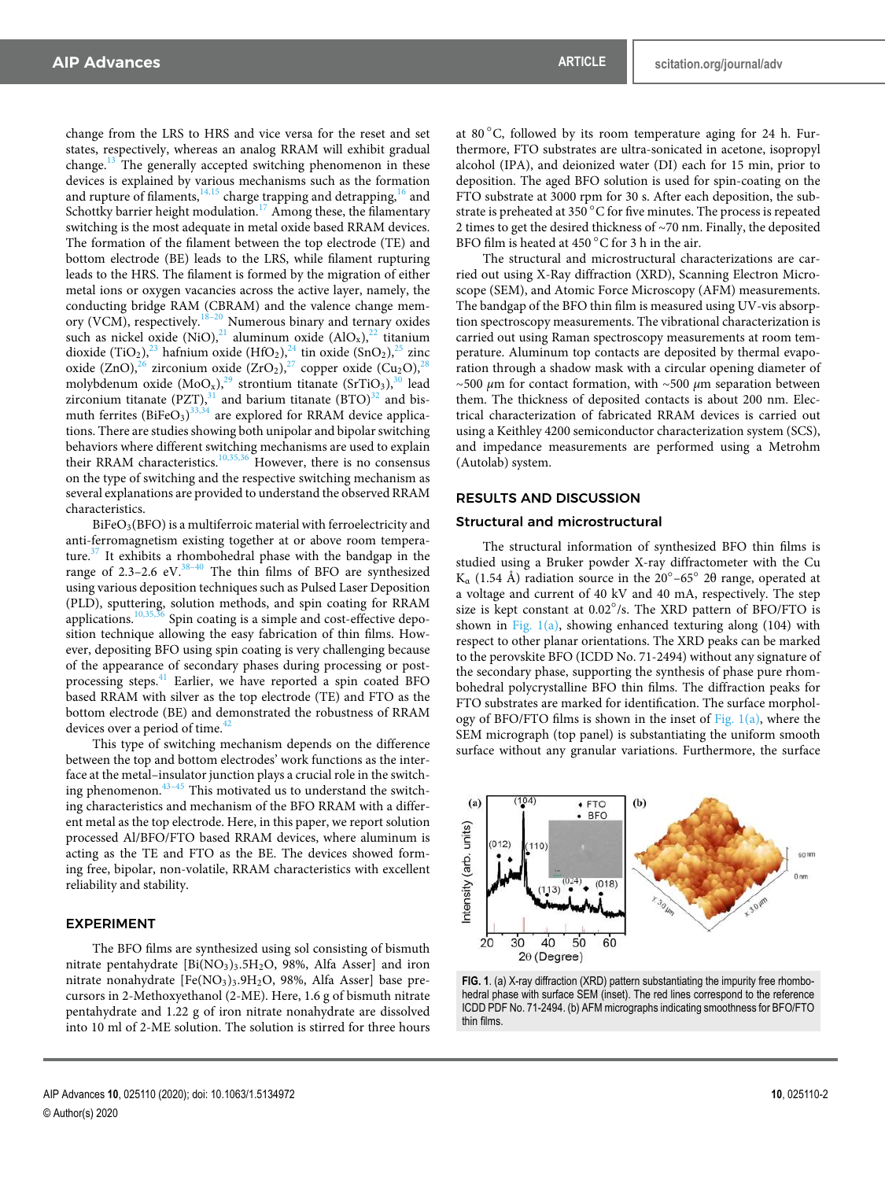change from the LRS to HRS and vice versa for the reset and set states, respectively, whereas an analog RRAM will exhibit gradual change.[13] The generally accepted switching phenomenon in these devices is explained by various mechanisms such as the formation and rupture of filaments,[14,15] charge trapping and detrapping,[16] and Schottky barrier height modulation.[17] Among these, the filamentary switching is the most adequate in metal oxide based RRAM devices. The formation of the filament between the top electrode (TE) and bottom electrode (BE) leads to the LRS, while filament rupturing leads to the HRS. The filament is formed by the migration of either metal ions or oxygen vacancies across the active layer, namely, the conducting bridge RAM (CBRAM) and the valence change memory (VCM), respectively.[18–20] Numerous binary and ternary oxides such as nickel oxide (NiO),[21] aluminum oxide ($AlO_x$),[22] titanium dioxide ($TiO_2$),[23] hafnium oxide ($HfO_2$),[24] tin oxide ($SnO_2$),[25] zinc oxide (ZnO),[26] zirconium oxide ($ZrO_2$),[27] copper oxide ($Cu_2O$),[28] molybdenum oxide ($MoO_x$),[29] strontium titanate ($SrTiO_3$),[30] lead zirconium titanate (PZT),[31] and barium titanate (BTO)[32] and bismuth ferrites ($BiFeO_3$)[33,34] are explored for RRAM device applications. There are studies showing both unipolar and bipolar switching behaviors where different switching mechanisms are used to explain their RRAM characteristics.[10,35,36] However, there is no consensus on the type of switching and the respective switching mechanism as several explanations are provided to understand the observed RRAM characteristics.

$BiFeO_3$(BFO) is a multiferroic material with ferroelectricity and anti-ferromagnetism existing together at or above room temperature.[37] It exhibits a rhombohedral phase with the bandgap in the range of 2.3–2.6 eV.[38–40] The thin films of BFO are synthesized using various deposition techniques such as Pulsed Laser Deposition (PLD), sputtering, solution methods, and spin coating for RRAM applications.[10,35,36] Spin coating is a simple and cost-effective deposition technique allowing the easy fabrication of thin films. However, depositing BFO using spin coating is very challenging because of the appearance of secondary phases during processing or post-processing steps.[41] Earlier, we have reported a spin coated BFO based RRAM with silver as the top electrode (TE) and FTO as the bottom electrode (BE) and demonstrated the robustness of RRAM devices over a period of time.[42]

This type of switching mechanism depends on the difference between the top and bottom electrodes' work functions as the interface at the metal–insulator junction plays a crucial role in the switching phenomenon.[43–45] This motivated us to understand the switching characteristics and mechanism of the BFO RRAM with a different metal as the top electrode. Here, in this paper, we report solution processed Al/BFO/FTO based RRAM devices, where aluminum is acting as the TE and FTO as the BE. The devices showed forming free, bipolar, non-volatile, RRAM characteristics with excellent reliability and stability.

## EXPERIMENT

The BFO films are synthesized using sol consisting of bismuth nitrate pentahydrate [$Bi(NO_3)_3.5H_2O$, 98%, Alfa Asser] and iron nitrate nonahydrate [$Fe(NO_3)_3.9H_2O$, 98%, Alfa Asser] base precursors in 2-Methoxyethanol (2-ME). Here, 1.6 g of bismuth nitrate pentahydrate and 1.22 g of iron nitrate nonahydrate are dissolved into 10 ml of 2-ME solution. The solution is stirred for three hours at 80 °C, followed by its room temperature aging for 24 h. Furthermore, FTO substrates are ultra-sonicated in acetone, isopropyl alcohol (IPA), and deionized water (DI) each for 15 min, prior to deposition. The aged BFO solution is used for spin-coating on the FTO substrate at 3000 rpm for 30 s. After each deposition, the substrate is preheated at 350 °C for five minutes. The process is repeated 2 times to get the desired thickness of ~70 nm. Finally, the deposited BFO film is heated at 450 °C for 3 h in the air.

The structural and microstructural characterizations are carried out using X-Ray diffraction (XRD), Scanning Electron Microscope (SEM), and Atomic Force Microscopy (AFM) measurements. The bandgap of the BFO thin film is measured using UV-vis absorption spectroscopy measurements. The vibrational characterization is carried out using Raman spectroscopy measurements at room temperature. Aluminum top contacts are deposited by thermal evaporation through a shadow mask with a circular opening diameter of ~500 $\mu$m for contact formation, with ~500 $\mu$m separation between them. The thickness of deposited contacts is about 200 nm. Electrical characterization of fabricated RRAM devices is carried out using a Keithley 4200 semiconductor characterization system (SCS), and impedance measurements are performed using a Metrohm (Autolab) system.

## RESULTS AND DISCUSSION

### Structural and microstructural

The structural information of synthesized BFO thin films is studied using a Bruker powder X-ray diffractometer with the Cu $K_\alpha$ (1.54 Å) radiation source in the 20°–65° 2θ range, operated at a voltage and current of 40 kV and 40 mA, respectively. The step size is kept constant at 0.02°/s. The XRD pattern of BFO/FTO is shown in Fig. 1(a), showing enhanced texturing along (104) with respect to other planar orientations. The XRD peaks can be marked to the perovskite BFO (ICDD No. 71-2494) without any signature of the secondary phase, supporting the synthesis of phase pure rhombohedral polycrystalline BFO thin films. The diffraction peaks for FTO substrates are marked for identification. The surface morphology of BFO/FTO films is shown in the inset of Fig. 1(a), where the SEM micrograph (top panel) is substantiating the uniform smooth surface without any granular variations. Furthermore, the surface

**FIG. 1.** (a) X-ray diffraction (XRD) pattern substantiating the impurity free rhombohedral phase with surface SEM (inset). The red lines correspond to the reference ICDD PDF No. 71-2494. (b) AFM micrographs indicating smoothness for BFO/FTO thin films.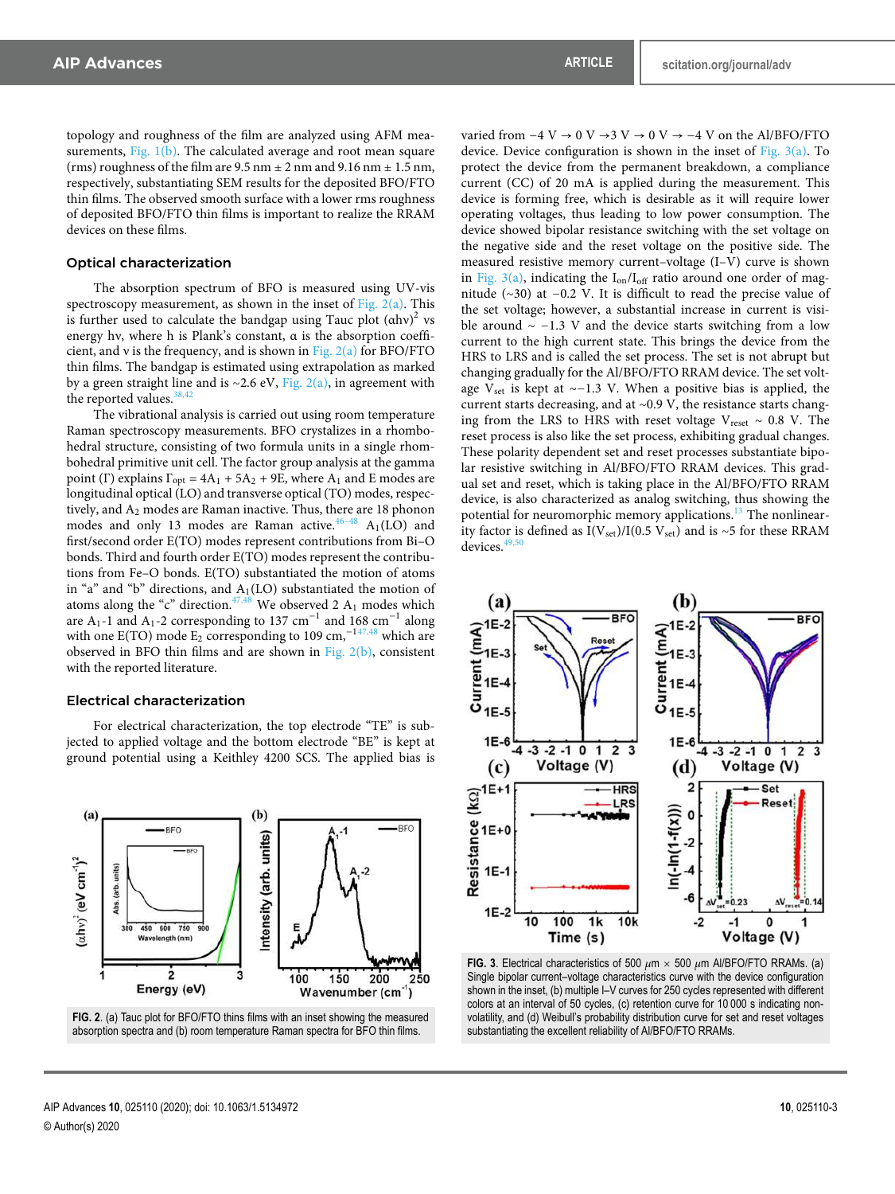topology and roughness of the film are analyzed using AFM measurements, Fig. 1(b). The calculated average and root mean square (rms) roughness of the film are 9.5 nm ± 2 nm and 9.16 nm ± 1.5 nm, respectively, substantiating SEM results for the deposited BFO/FTO thin films. The observed smooth surface with a lower rms roughness of deposited BFO/FTO thin films is important to realize the RRAM devices on these films.

### Optical characterization

The absorption spectrum of BFO is measured using UV-vis spectroscopy measurement, as shown in the inset of Fig. 2(a). This is further used to calculate the bandgap using Tauc plot $(\alpha h\nu)^2$ vs energy h$\nu$, where h is Plank's constant, $\alpha$ is the absorption coefficient, and $\nu$ is the frequency, and is shown in Fig. 2(a) for BFO/FTO thin films. The bandgap is estimated using extrapolation as marked by a green straight line and is ~2.6 eV, Fig. 2(a), in agreement with the reported values.[38,42]

The vibrational analysis is carried out using room temperature Raman spectroscopy measurements. BFO crystalizes in a rhombohedral structure, consisting of two formula units in a single rhombohedral primitive unit cell. The factor group analysis at the gamma point ($\Gamma$) explains $\Gamma_{opt} = 4A_1 + 5A_2 + 9E$, where $A_1$ and E modes are longitudinal optical (LO) and transverse optical (TO) modes, respectively, and $A_2$ modes are Raman inactive. Thus, there are 18 phonon modes and only 13 modes are Raman active.[46–48] $A_1$(LO) and first/second order E(TO) modes represent contributions from Bi–O bonds. Third and fourth order E(TO) modes represent the contributions from Fe–O bonds. E(TO) substantiated the motion of atoms in "a" and "b" directions, and $A_1$(LO) substantiated the motion of atoms along the "c" direction.[47,48] We observed 2 $A_1$ modes which are $A_1$-1 and $A_1$-2 corresponding to 137 cm$^{-1}$ and 168 cm$^{-1}$ along with one E(TO) mode $E_2$ corresponding to 109 cm,$^{-1}$[47,48] which are observed in BFO thin films and are shown in Fig. 2(b), consistent with the reported literature.

### Electrical characterization

For electrical characterization, the top electrode "TE" is subjected to applied voltage and the bottom electrode "BE" is kept at ground potential using a Keithley 4200 SCS. The applied bias is varied from −4 V → 0 V →3 V → 0 V → −4 V on the Al/BFO/FTO device. Device configuration is shown in the inset of Fig. 3(a). To protect the device from the permanent breakdown, a compliance current (CC) of 20 mA is applied during the measurement. This device is forming free, which is desirable as it will require lower operating voltages, thus leading to low power consumption. The device showed bipolar resistance switching with the set voltage on the negative side and the reset voltage on the positive side. The measured resistive memory current–voltage (I–V) curve is shown in Fig. 3(a), indicating the $I_{on}/I_{off}$ ratio around one order of magnitude (~30) at −0.2 V. It is difficult to read the precise value of the set voltage; however, a substantial increase in current is visible around ~ −1.3 V and the device starts switching from a low current to the high current state. This brings the device from the HRS to LRS and is called the set process. The set is not abrupt but changing gradually for the Al/BFO/FTO RRAM device. The set voltage $V_{set}$ is kept at ~−1.3 V. When a positive bias is applied, the current starts decreasing, and at ~0.9 V, the resistance starts changing from the LRS to HRS with reset voltage $V_{reset}$ ~ 0.8 V. The reset process is also like the set process, exhibiting gradual changes. These polarity dependent set and reset processes substantiate bipolar resistive switching in Al/BFO/FTO RRAM devices. This gradual set and reset, which is taking place in the Al/BFO/FTO RRAM device, is also characterized as analog switching, thus showing the potential for neuromorphic memory applications.[13] The nonlinearity factor is defined as $I(V_{set})/I(0.5\ V_{set})$ and is ~5 for these RRAM devices.[49,50]

FIG. 2. (a) Tauc plot for BFO/FTO thins films with an inset showing the measured absorption spectra and (b) room temperature Raman spectra for BFO thin films.

FIG. 3. Electrical characteristics of 500 $\mu$m × 500 $\mu$m Al/BFO/FTO RRAMs. (a) Single bipolar current–voltage characteristics curve with the device configuration shown in the inset, (b) multiple I–V curves for 250 cycles represented with different colors at an interval of 50 cycles, (c) retention curve for 10 000 s indicating non-volatility, and (d) Weibull's probability distribution curve for set and reset voltages substantiating the excellent reliability of Al/BFO/FTO RRAMs.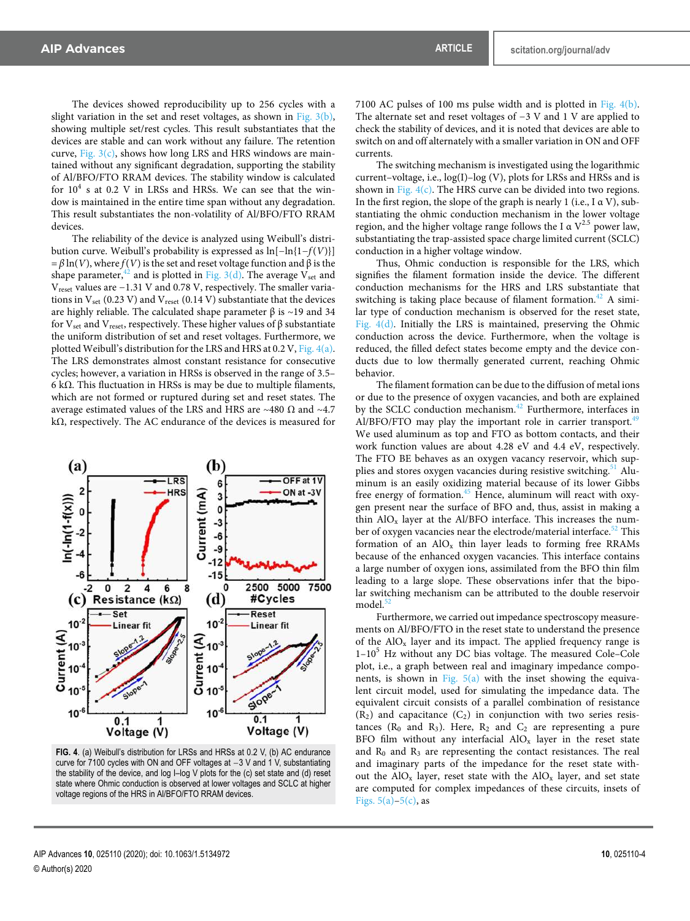The devices showed reproducibility up to 256 cycles with a slight variation in the set and reset voltages, as shown in Fig. 3(b), showing multiple set/rest cycles. This result substantiates that the devices are stable and can work without any failure. The retention curve, Fig. 3(c), shows how long LRS and HRS windows are maintained without any significant degradation, supporting the stability of Al/BFO/FTO RRAM devices. The stability window is calculated for $10^4$ s at 0.2 V in LRSs and HRSs. We can see that the window is maintained in the entire time span without any degradation. This result substantiates the non-volatility of Al/BFO/FTO RRAM devices.

The reliability of the device is analyzed using Weibull's distribution curve. Weibull's probability is expressed as $\ln[-\ln\{1-f(V)\}] = \beta \ln(V)$, where $f(V)$ is the set and reset voltage function and $\beta$ is the shape parameter,[42] and is plotted in Fig. 3(d). The average $V_{set}$ and $V_{reset}$ values are −1.31 V and 0.78 V, respectively. The smaller variations in $V_{set}$ (0.23 V) and $V_{reset}$ (0.14 V) substantiate that the devices are highly reliable. The calculated shape parameter β is ~19 and 34 for $V_{set}$ and $V_{reset}$, respectively. These higher values of β substantiate the uniform distribution of set and reset voltages. Furthermore, we plotted Weibull's distribution for the LRS and HRS at 0.2 V, Fig. 4(a). The LRS demonstrates almost constant resistance for consecutive cycles; however, a variation in HRSs is observed in the range of 3.5–6 kΩ. This fluctuation in HRSs is may be due to multiple filaments, which are not formed or ruptured during set and reset states. The average estimated values of the LRS and HRS are ~480 Ω and ~4.7 kΩ, respectively. The AC endurance of the devices is measured for 7100 AC pulses of 100 ms pulse width and is plotted in Fig. 4(b). The alternate set and reset voltages of −3 V and 1 V are applied to check the stability of devices, and it is noted that devices are able to switch on and off alternately with a smaller variation in ON and OFF currents.

**FIG. 4.** (a) Weibull's distribution for LRSs and HRSs at 0.2 V, (b) AC endurance curve for 7100 cycles with ON and OFF voltages at −3 V and 1 V, substantiating the stability of the device, and log I–log V plots for the (c) set state and (d) reset state where Ohmic conduction is observed at lower voltages and SCLC at higher voltage regions of the HRS in Al/BFO/FTO RRAM devices.

The switching mechanism is investigated using the logarithmic current–voltage, i.e., log(I)–log (V), plots for LRSs and HRSs and is shown in Fig. 4(c). The HRS curve can be divided into two regions. In the first region, the slope of the graph is nearly 1 (i.e., $I \propto V$), substantiating the ohmic conduction mechanism in the lower voltage region, and the higher voltage range follows the $I \propto V^{2.5}$ power law, substantiating the trap-assisted space charge limited current (SCLC) conduction in a higher voltage window.

Thus, Ohmic conduction is responsible for the LRS, which signifies the filament formation inside the device. The different conduction mechanisms for the HRS and LRS substantiate that switching is taking place because of filament formation.[42] A similar type of conduction mechanism is observed for the reset state, Fig. 4(d). Initially the LRS is maintained, preserving the Ohmic conduction across the device. Furthermore, when the voltage is reduced, the filled defect states become empty and the device conducts due to low thermally generated current, reaching Ohmic behavior.

The filament formation can be due to the diffusion of metal ions or due to the presence of oxygen vacancies, and both are explained by the SCLC conduction mechanism.[42] Furthermore, interfaces in Al/BFO/FTO may play the important role in carrier transport.[49] We used aluminum as top and FTO as bottom contacts, and their work function values are about 4.28 eV and 4.4 eV, respectively. The FTO BE behaves as an oxygen vacancy reservoir, which supplies and stores oxygen vacancies during resistive switching.[51] Aluminum is an easily oxidizing material because of its lower Gibbs free energy of formation.[45] Hence, aluminum will react with oxygen present near the surface of BFO and, thus, assist in making a thin $AlO_x$ layer at the Al/BFO interface. This increases the number of oxygen vacancies near the electrode/material interface.[52] This formation of an $AlO_x$ thin layer leads to forming free RRAMs because of the enhanced oxygen vacancies. This interface contains a large number of oxygen ions, assimilated from the BFO film leading to a large slope. These observations infer that the bipolar switching mechanism can be attributed to the double reservoir model.[52]

Furthermore, we carried out impedance spectroscopy measurements on Al/BFO/FTO in the reset state to understand the presence of the $AlO_x$ layer and its impact. The applied frequency range is 1–$10^5$ Hz without any DC bias voltage. The measured Cole–Cole plot, i.e., a graph between real and imaginary impedance components, is shown in Fig. 5(a) with the inset showing the equivalent circuit model, used for simulating the impedance data. The equivalent circuit consists of a parallel combination of resistance ($R_2$) and capacitance ($C_2$) in conjunction with two series resistances ($R_0$ and $R_3$). Here, $R_2$ and $C_2$ are representing a pure BFO film without any interfacial $AlO_x$ layer in the reset state and $R_0$ and $R_3$ are representing the contact resistances. The real and imaginary parts of the impedance for the reset state without the $AlO_x$ layer, reset state with the $AlO_x$ layer, and set state are computed for complex impedances of these circuits, insets of Figs. 5(a)–5(c), as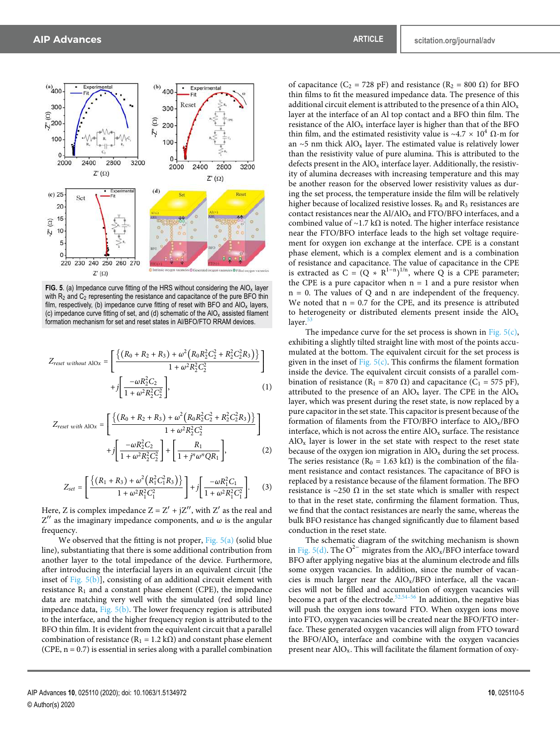FIG. 5. (a) Impedance curve fitting of the HRS without considering the $AlO_x$ layer with $R_2$ and $C_2$ representing the resistance and capacitance of the pure BFO thin film, respectively, (b) impedance curve fitting of reset with BFO and $AlO_x$ layers, (c) impedance curve fitting of set, and (d) schematic of the $AlO_x$ assisted filament formation mechanism for set and reset states in Al/BFO/FTO RRAM devices.

$$Z_{reset\ without\ AlOx} = \left[\frac{\{(R_0 + R_2 + R_3) + \omega^2(R_0R_2^2C_2^2 + R_2^2C_2^2R_3)\}}{1 + \omega^2R_2^2C_2^2}\right] + j\left[\frac{-\omega R_2^2C_2}{1 + \omega^2R_2^2C_2^2}\right], \tag{1}$$

$$Z_{reset\ with\ AlOx} = \left[\frac{\{(R_0 + R_2 + R_3) + \omega^2(R_0R_2^2C_2^2 + R_2^2C_2^2R_3)\}}{1 + \omega^2R_2^2C_2^2}\right] + j\left[\frac{-\omega R_2^2C_2}{1 + \omega^2R_2^2C_2^2}\right] + \left[\frac{R_1}{1 + j^n\omega^nQR_1}\right], \tag{2}$$

$$Z_{set} = \left[\frac{\{(R_1 + R_3) + \omega^2(R_1^2C_1^2R_3)\}}{1 + \omega^2R_1^2C_1^2}\right] + j\left[\frac{-\omega R_1^2C_1}{1 + \omega^2R_1^2C_1^2}\right]. \tag{3}$$

Here, Z is complex impedance $Z = Z' + jZ''$, with $Z'$ as the real and $Z''$ as the imaginary impedance components, and $\omega$ is the angular frequency.

We observed that the fitting is not proper, Fig. 5(a) (solid blue line), substantiating that there is some additional contribution from another layer to the total impedance of the device. Furthermore, after introducing the interfacial layers in an equivalent circuit [the inset of Fig. 5(b)], consisting of an additional circuit element with resistance $R_1$ and a constant phase element (CPE), the impedance data are matching very well with the simulated (red solid line) impedance data, Fig. 5(b). The lower frequency region is attributed to the interface, and the higher frequency region is attributed to the BFO thin film. It is evident from the equivalent circuit that a parallel combination of resistance ($R_1 = 1.2$ kΩ) and constant phase element (CPE, $n = 0.7$) is essential in series along with a parallel combination of capacitance ($C_2 = 728$ pF) and resistance ($R_2 = 800$ Ω) for BFO thin films to fit the measured impedance data. The presence of this additional circuit element is attributed to the presence of a thin $AlO_x$ layer at the interface of an Al top contact and a BFO thin film. The resistance of the $AlO_x$ interface layer is higher than that of the BFO thin film, and the estimated resistivity value is $\sim 4.7 \times 10^4$ Ω-m for an ~5 nm thick $AlO_x$ layer. The estimated value is relatively lower than the resistivity value of pure alumina. This is attributed to the defects present in the $AlO_x$ interface layer. Additionally, the resistivity of alumina decreases with increasing temperature and this may be another reason for the observed lower resistivity values as during the set process, the temperature inside the film will be relatively higher because of localized resistive losses. $R_0$ and $R_3$ resistances are contact resistances near the Al/$AlO_x$ and FTO/BFO interfaces, and a combined value of ~1.7 kΩ is noted. The higher interface resistance near the FTO/BFO interface leads to the high set voltage requirement for oxygen ion exchange at the interface. CPE is a constant phase element, which is a complex element and is a combination of resistance and capacitance. The value of capacitance in the CPE is extracted as $C = (Q * R^{1-n})^{1/n}$, where Q is a CPE parameter; the CPE is a pure capacitor when $n = 1$ and a pure resistor when $n = 0$. The values of Q and n are independent of the frequency. We noted that $n = 0.7$ for the CPE, and its presence is attributed to heterogeneity or distributed elements present inside the $AlO_x$ layer.[53]

The impedance curve for the set process is shown in Fig. 5(c), exhibiting a slightly tilted straight line with most of the points accumulated at the bottom. The equivalent circuit for the set process is given in the inset of Fig. 5(c). This confirms the filament formation inside the device. The equivalent circuit consists of a parallel combination of resistance ($R_1 = 870$ Ω) and capacitance ($C_1 = 575$ pF), attributed to the presence of an $AlO_x$ layer. The CPE in the $AlO_x$ layer, which was present during the reset state, is now replaced by a pure capacitor in the set state. This capacitor is present because of the formation of filaments from the FTO/BFO interface to $AlO_x$/BFO interface, which is not across the entire $AlO_x$ surface. The resistance $AlO_x$ layer is lower in the set state with respect to the reset state because of the oxygen ion migration in $AlO_x$ during the set process. The series resistance ($R_0 = 1.63$ kΩ) is the combination of the filament resistance and contact resistances. The capacitance of BFO is replaced by a resistance because of the filament formation. The BFO resistance is ~250 Ω in the set state which is smaller with respect to that in the reset state, confirming the filament formation. Thus, we find that the contact resistances are nearly the same, whereas the bulk BFO resistance has changed significantly due to filament based conduction in the reset state.

The schematic diagram of the switching mechanism is shown in Fig. 5(d). The $O^{2-}$ migrates from the $AlO_x$/BFO interface toward BFO after applying negative bias at the aluminum electrode and fills some oxygen vacancies. In addition, since the number of vacancies is much larger near the $AlO_x$/BFO interface, all the vacancies will not be filled and accumulation of oxygen vacancies will become a part of the electrode.[52,54–56] In addition, the negative bias will push the oxygen ions toward FTO. When oxygen ions move into FTO, oxygen vacancies will be created near the BFO/FTO interface. These generated oxygen vacancies will align from FTO toward the BFO/$AlO_x$ interface and combine with the oxygen vacancies present near $AlO_x$. This will facilitate the filament formation of oxy-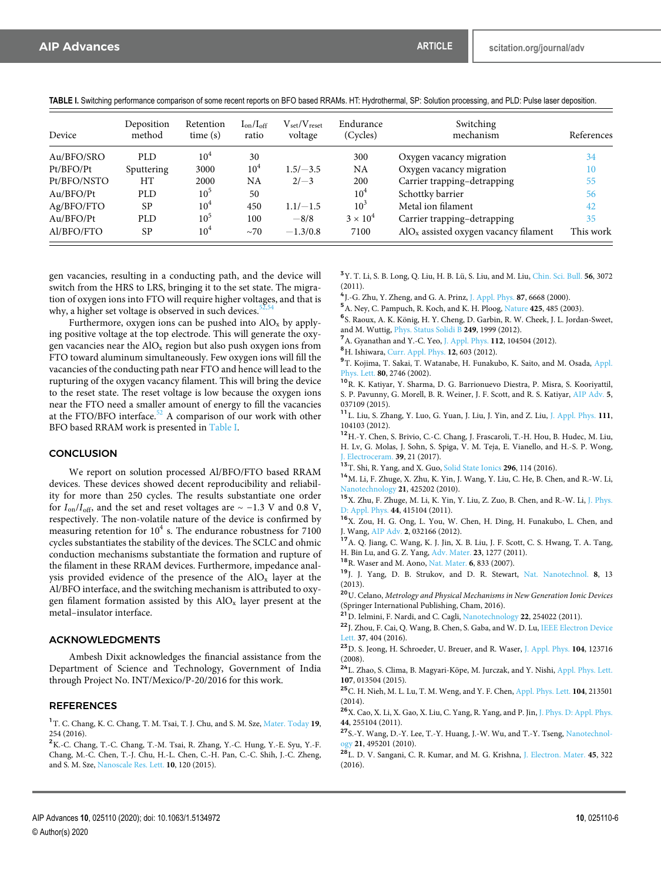TABLE I. Switching performance comparison of some recent reports on BFO based RRAMs. HT: Hydrothermal, SP: Solution processing, and PLD: Pulse laser deposition.

| Device | Deposition method | Retention time (s) | $I_{on}/I_{off}$ ratio | $V_{set}/V_{reset}$ voltage | Endurance (Cycles) | Switching mechanism | References |
|---|---|---|---|---|---|---|---|
| Au/BFO/SRO | PLD | $10^4$ | 30 | | 300 | Oxygen vacancy migration | 34 |
| Pt/BFO/Pt | Sputtering | 3000 | $10^4$ | 1.5/−3.5 | NA | Oxygen vacancy migration | 10 |
| Pt/BFO/NSTO | HT | 2000 | NA | 2/−3 | 200 | Carrier trapping–detrapping | 55 |
| Au/BFO/Pt | PLD | $10^5$ | 50 | | $10^4$ | Schottky barrier | 56 |
| Ag/BFO/FTO | SP | $10^4$ | 450 | 1.1/−1.5 | $10^3$ | Metal ion filament | 42 |
| Au/BFO/Pt | PLD | $10^5$ | 100 | −8/8 | $3 \times 10^4$ | Carrier trapping–detrapping | 35 |
| Al/BFO/FTO | SP | $10^4$ | ~70 | −1.3/0.8 | 7100 | $AlO_x$ assisted oxygen vacancy filament | This work |

gen vacancies, resulting in a conducting path, and the device will switch from the HRS to LRS, bringing it to the set state. The migration of oxygen ions into FTO will require higher voltages, and that is why, a higher set voltage is observed in such devices.[52,54]

Furthermore, oxygen ions can be pushed into $AlO_x$ by applying positive voltage at the top electrode. This will generate the oxygen vacancies near the $AlO_x$ region but also push oxygen ions from FTO toward aluminum simultaneously. Few oxygen ions will fill the vacancies of the conducting path near FTO and hence will lead to the rupturing of the oxygen vacancy filament. This will bring the device to the reset state. The reset voltage is low because the oxygen ions near the FTO need a smaller amount of energy to fill the vacancies at the FTO/BFO interface.[52] A comparison of our work with other BFO based RRAM work is presented in Table I.

## CONCLUSION

We report on solution processed Al/BFO/FTO based RRAM devices. These devices showed decent reproducibility and reliability for more than 250 cycles. The results substantiate one order for $I_{on}/I_{off}$, and the set and reset voltages are ~ −1.3 V and 0.8 V, respectively. The non-volatile nature of the device is confirmed by measuring retention for $10^4$ s. The endurance robustness for 7100 cycles substantiates the stability of the devices. The SCLC and ohmic conduction mechanisms substantiate the formation and rupture of the filament in these RRAM devices. Furthermore, impedance analysis provided evidence of the presence of the $AlO_x$ layer at the Al/BFO interface, and the switching mechanism is attributed to oxygen filament formation assisted by this $AlO_x$ layer present at the metal–insulator interface.

## ACKNOWLEDGMENTS

Ambesh Dixit acknowledges the financial assistance from the Department of Science and Technology, Government of India through Project No. INT/Mexico/P-20/2016 for this work.

## REFERENCES

[1] T. C. Chang, K. C. Chang, T. M. Tsai, T. J. Chu, and S. M. Sze, Mater. Today **19**, 254 (2016).

[2] K.-C. Chang, T.-C. Chang, T.-M. Tsai, R. Zhang, Y.-C. Hung, Y.-E. Syu, Y.-F. Chang, M.-C. Chen, T.-J. Chu, H.-L. Chen, C.-H. Pan, C.-C. Shih, J.-C. Zheng, and S. M. Sze, Nanoscale Res. Lett. **10**, 120 (2015).

[3] Y. T. Li, S. B. Long, Q. Liu, H. B. Lü, S. Liu, and M. Liu, Chin. Sci. Bull. **56**, 3072 (2011).

[4] J.-G. Zhu, Y. Zheng, and G. A. Prinz, J. Appl. Phys. **87**, 6668 (2000).

[5] A. Ney, C. Pampuch, R. Koch, and K. H. Ploog, Nature **425**, 485 (2003).

[6] S. Raoux, A. K. König, H. Y. Cheng, D. Garbin, R. W. Cheek, J. L. Jordan-Sweet, and M. Wuttig, Phys. Status Solidi B **249**, 1999 (2012).

[7] A. Gyanathan and Y.-C. Yeo, J. Appl. Phys. **112**, 104504 (2012).

[8] H. Ishiwara, Curr. Appl. Phys. **12**, 603 (2012).

[9] T. Kojima, T. Sakai, T. Watanabe, H. Funakubo, K. Saito, and M. Osada, Appl. Phys. Lett. **80**, 2746 (2002).

[10] R. K. Katiyar, Y. Sharma, D. G. Barrionuevo Diestra, P. Misra, S. Kooriyattil, S. P. Pavunny, G. Morell, B. R. Weiner, J. F. Scott, and R. S. Katiyar, AIP Adv. **5**, 037109 (2015).

[11] L. Liu, S. Zhang, Y. Luo, G. Yuan, J. Liu, J. Yin, and Z. Liu, J. Appl. Phys. **111**, 104103 (2012).

[12] H.-Y. Chen, S. Brivio, C.-C. Chang, J. Frascaroli, T.-H. Hou, B. Hudec, M. Liu, H. Lv, G. Molas, J. Sohn, S. Spiga, V. M. Teja, E. Vianello, and H.-S. P. Wong, J. Electroceram. **39**, 21 (2017).

[13] T. Shi, R. Yang, and X. Guo, Solid State Ionics **296**, 114 (2016).

[14] M. Li, F. Zhuge, X. Zhu, K. Yin, J. Wang, Y. Liu, C. He, B. Chen, and R.-W. Li, Nanotechnology **21**, 425202 (2010).

[15] X. Zhu, F. Zhuge, M. Li, K. Yin, Y. Liu, Z. Zuo, B. Chen, and R.-W. Li, J. Phys. D: Appl. Phys. **44**, 415104 (2011).

[16] X. Zou, H. G. Ong, L. You, W. Chen, H. Ding, H. Funakubo, L. Chen, and J. Wang, AIP Adv. **2**, 032166 (2012).

[17] A. Q. Jiang, C. Wang, K. J. Jin, X. B. Liu, J. F. Scott, C. S. Hwang, T. A. Tang, H. Bin Lu, and G. Z. Yang, Adv. Mater. **23**, 1277 (2011).

[18] R. Waser and M. Aono, Nat. Mater. **6**, 833 (2007).

[19] J. J. Yang, D. B. Strukov, and D. R. Stewart, Nat. Nanotechnol. **8**, 13 (2013).

[20] U. Celano, *Metrology and Physical Mechanisms in New Generation Ionic Devices* (Springer International Publishing, Cham, 2016).

[21] D. Ielmini, F. Nardi, and C. Cagli, Nanotechnology **22**, 254022 (2011).

[22] J. Zhou, F. Cai, Q. Wang, B. Chen, S. Gaba, and W. D. Lu, IEEE Electron Device Lett. **37**, 404 (2016).

[23] D. S. Jeong, H. Schroeder, U. Breuer, and R. Waser, J. Appl. Phys. **104**, 123716 (2008).

[24] L. Zhao, S. Clima, B. Magyari-Köpe, M. Jurczak, and Y. Nishi, Appl. Phys. Lett. **107**, 013504 (2015).

[25] C. H. Nieh, M. L. Lu, T. M. Weng, and Y. F. Chen, Appl. Phys. Lett. **104**, 213501 (2014).

[26] X. Cao, X. Li, X. Gao, X. Liu, C. Yang, R. Yang, and P. Jin, J. Phys. D: Appl. Phys. **44**, 255104 (2011).

[27] S.-Y. Wang, D.-Y. Lee, T.-Y. Huang, J.-W. Wu, and T.-Y. Tseng, Nanotechnology **21**, 495201 (2010).

[28] L. D. V. Sangani, C. R. Kumar, and M. G. Krishna, J. Electron. Mater. **45**, 322 (2016).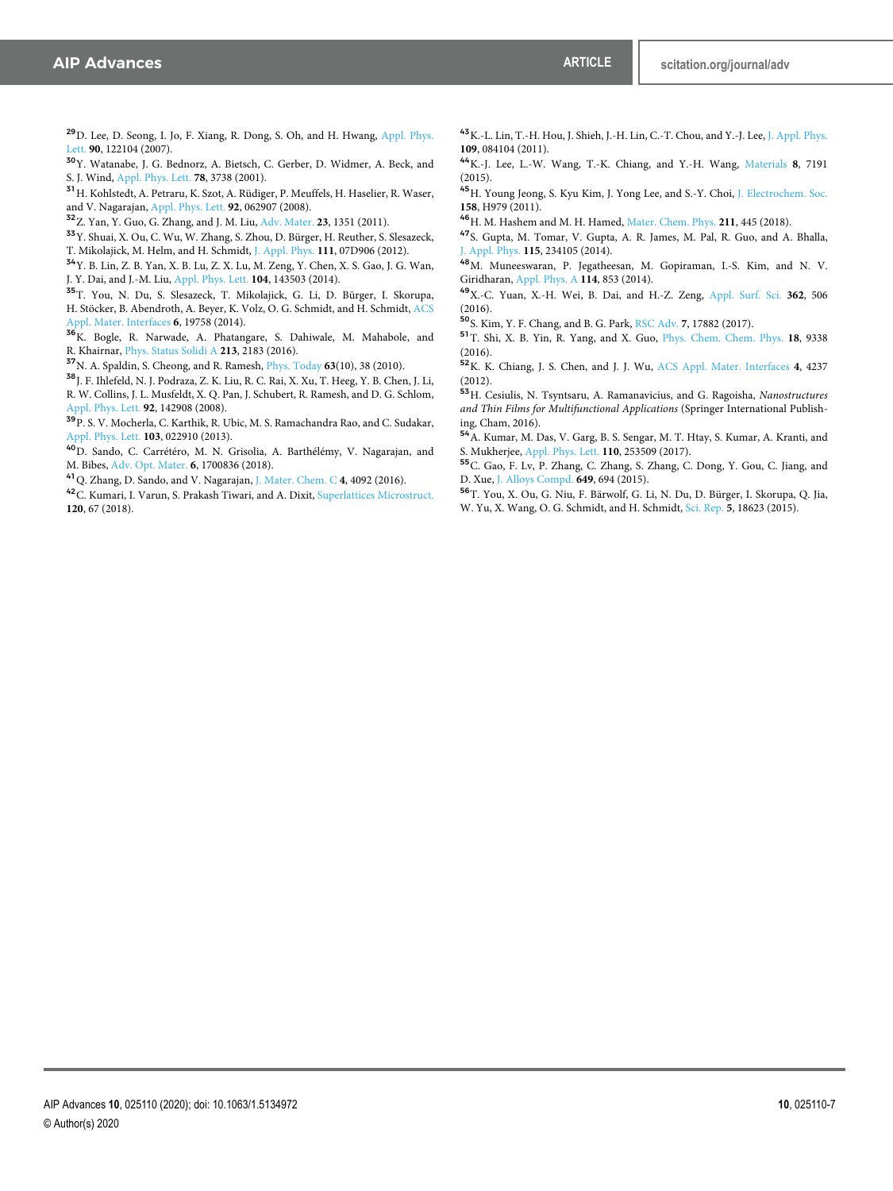[29] D. Lee, D. Seong, I. Jo, F. Xiang, R. Dong, S. Oh, and H. Hwang, Appl. Phys. Lett. **90**, 122104 (2007).

[30] Y. Watanabe, J. G. Bednorz, A. Bietsch, C. Gerber, D. Widmer, A. Beck, and S. J. Wind, Appl. Phys. Lett. **78**, 3738 (2001).

[31] H. Kohlstedt, A. Petraru, K. Szot, A. Rüdiger, P. Meuffels, H. Haselier, R. Waser, and V. Nagarajan, Appl. Phys. Lett. **92**, 062907 (2008).

[32] Z. Yan, Y. Guo, G. Zhang, and J. M. Liu, Adv. Mater. **23**, 1351 (2011).

[33] Y. Shuai, X. Ou, C. Wu, W. Zhang, S. Zhou, D. Bürger, H. Reuther, S. Slesazeck, T. Mikolajick, M. Helm, and H. Schmidt, J. Appl. Phys. **111**, 07D906 (2012).

[34] Y. B. Lin, Z. B. Yan, X. B. Lu, Z. X. Lu, M. Zeng, Y. Chen, X. S. Gao, J. G. Wan, J. Y. Dai, and J.-M. Liu, Appl. Phys. Lett. **104**, 143503 (2014).

[35] T. You, N. Du, S. Slesazeck, T. Mikolajick, G. Li, D. Bürger, I. Skorupa, H. Stöcker, B. Abendroth, A. Beyer, K. Volz, O. G. Schmidt, and H. Schmidt, ACS Appl. Mater. Interfaces **6**, 19758 (2014).

[36] K. Bogle, R. Narwade, A. Phatangare, S. Dahiwale, M. Mahabole, and R. Khairnar, Phys. Status Solidi A **213**, 2183 (2016).

[37] N. A. Spaldin, S. Cheong, and R. Ramesh, Phys. Today **63**(10), 38 (2010).

[38] J. F. Ihlefeld, N. J. Podraza, Z. K. Liu, R. C. Rai, X. Xu, T. Heeg, Y. B. Chen, J. Li, R. W. Collins, J. L. Musfeldt, X. Q. Pan, J. Schubert, R. Ramesh, and D. G. Schlom, Appl. Phys. Lett. **92**, 142908 (2008).

[39] P. S. V. Mocherla, C. Karthik, R. Ubic, M. S. Ramachandra Rao, and C. Sudakar, Appl. Phys. Lett. **103**, 022910 (2013).

[40] D. Sando, C. Carrétéro, M. N. Grisolia, A. Barthélémy, V. Nagarajan, and M. Bibes, Adv. Opt. Mater. **6**, 1700836 (2018).

[41] Q. Zhang, D. Sando, and V. Nagarajan, J. Mater. Chem. C **4**, 4092 (2016).

[42] C. Kumari, I. Varun, S. Prakash Tiwari, and A. Dixit, Superlattices Microstruct. **120**, 67 (2018).

[43] K.-L. Lin, T.-H. Hou, J. Shieh, J.-H. Lin, C.-T. Chou, and Y.-J. Lee, J. Appl. Phys. **109**, 084104 (2011).

[44] K.-J. Lee, L.-W. Wang, T.-K. Chiang, and Y.-H. Wang, Materials **8**, 7191 (2015).

[45] H. Young Jeong, S. Kyu Kim, J. Yong Lee, and S.-Y. Choi, J. Electrochem. Soc. **158**, H979 (2011).

[46] H. M. Hashem and M. H. Hamed, Mater. Chem. Phys. **211**, 445 (2018).

[47] S. Gupta, M. Tomar, V. Gupta, A. R. James, M. Pal, R. Guo, and A. Bhalla, J. Appl. Phys. **115**, 234105 (2014).

[48] M. Muneeswaran, P. Jegatheesan, M. Gopiraman, I.-S. Kim, and N. V. Giridharan, Appl. Phys. A **114**, 853 (2014).

[49] X.-C. Yuan, X.-H. Wei, B. Dai, and H.-Z. Zeng, Appl. Surf. Sci. **362**, 506 (2016).

[50] S. Kim, Y. F. Chang, and B. G. Park, RSC Adv. **7**, 17882 (2017).

[51] T. Shi, X. B. Yin, R. Yang, and X. Guo, Phys. Chem. Chem. Phys. **18**, 9338 (2016).

[52] K. K. Chiang, J. S. Chen, and J. J. Wu, ACS Appl. Mater. Interfaces **4**, 4237 (2012).

[53] H. Cesiulis, N. Tsyntsaru, A. Ramanavicius, and G. Ragoisha, *Nanostructures and Thin Films for Multifunctional Applications* (Springer International Publishing, Cham, 2016).

[54] A. Kumar, M. Das, V. Garg, B. S. Sengar, M. T. Htay, S. Kumar, A. Kranti, and S. Mukherjee, Appl. Phys. Lett. **110**, 253509 (2017).

[55] C. Gao, F. Lv, P. Zhang, C. Zhang, S. Zhang, C. Dong, Y. Gou, C. Jiang, and D. Xue, J. Alloys Compd. **649**, 694 (2015).

[56] T. You, X. Ou, G. Niu, F. Bärwolf, G. Li, N. Du, D. Bürger, I. Skorupa, Q. Jia, W. Yu, X. Wang, O. G. Schmidt, and H. Schmidt, Sci. Rep. **5**, 18623 (2015).